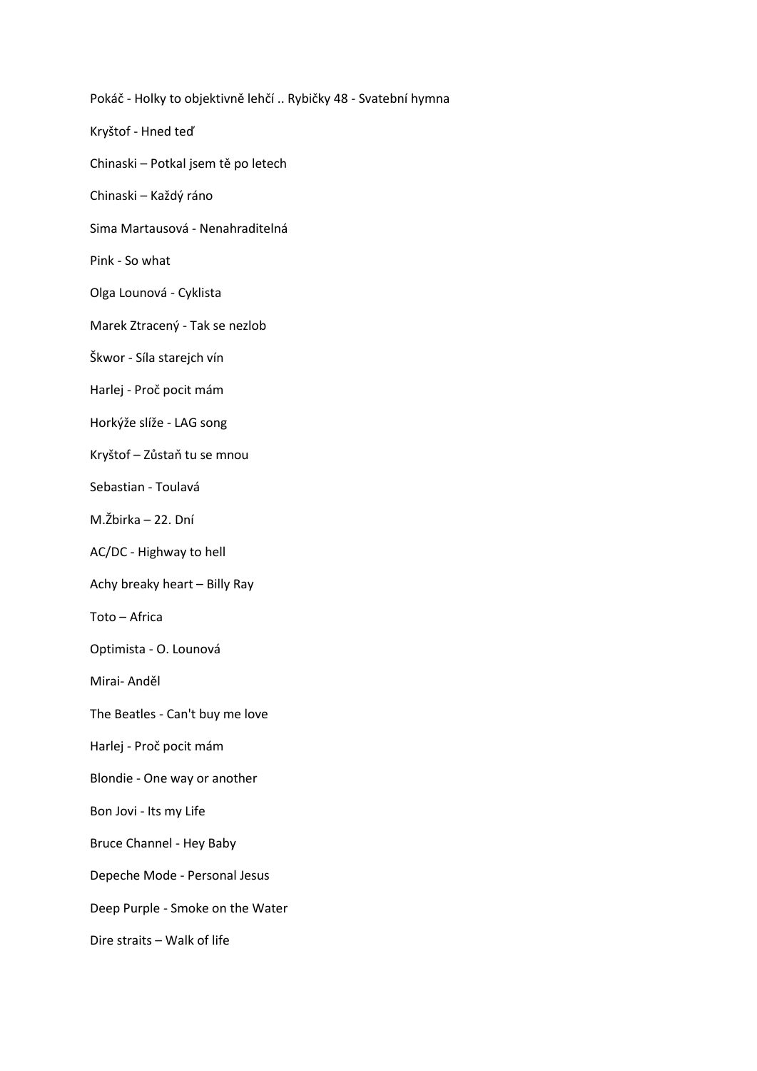Pokáč - Holky to objektivně lehčí .. Rybičky 48 - Svatební hymna

Kryštof - Hned teď

Chinaski – Potkal jsem tě po letech

Chinaski – Každý ráno

Sima Martausová - Nenahraditelná

Pink - So what

Olga Lounová - Cyklista

Marek Ztracený - Tak se nezlob

Škwor - Síla starejch vín

Harlej - Proč pocit mám

Horkýže slíže - LAG song

Kryštof – Zůstaň tu se mnou

Sebastian - Toulavá

M.Žbirka – 22. Dní

AC/DC - Highway to hell

Achy breaky heart – Billy Ray

Toto – Africa

Optimista - O. Lounová

Mirai- Anděl

The Beatles - Can't buy me love

Harlej - Proč pocit mám

Blondie - One way or another

Bon Jovi - Its my Life

Bruce Channel - Hey Baby

Depeche Mode - Personal Jesus

Deep Purple - Smoke on the Water

Dire straits – Walk of life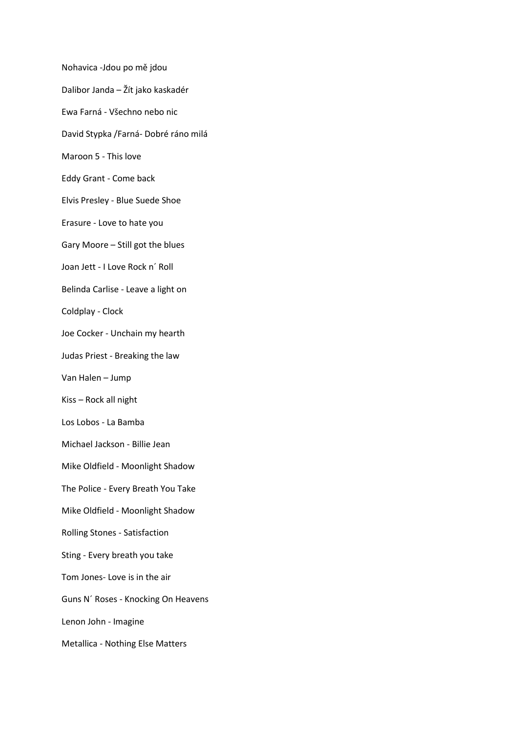Nohavica -Jdou po mě jdou

Dalibor Janda – Žít jako kaskadér

Ewa Farná - Všechno nebo nic

David Stypka /Farná- Dobré ráno milá

Maroon 5 - This love

Eddy Grant - Come back

Elvis Presley - Blue Suede Shoe

Erasure - Love to hate you

Gary Moore – Still got the blues

Joan Jett - I Love Rock n´ Roll

Belinda Carlise - Leave a light on

Coldplay - Clock

Joe Cocker - Unchain my hearth

Judas Priest - Breaking the law

Van Halen – Jump

Kiss – Rock all night

Los Lobos - La Bamba

Michael Jackson - Billie Jean

Mike Oldfield - Moonlight Shadow

The Police - Every Breath You Take

Mike Oldfield - Moonlight Shadow

Rolling Stones - Satisfaction

Sting - Every breath you take

Tom Jones- Love is in the air

Guns N´ Roses - Knocking On Heavens

Lenon John - Imagine

Metallica - Nothing Else Matters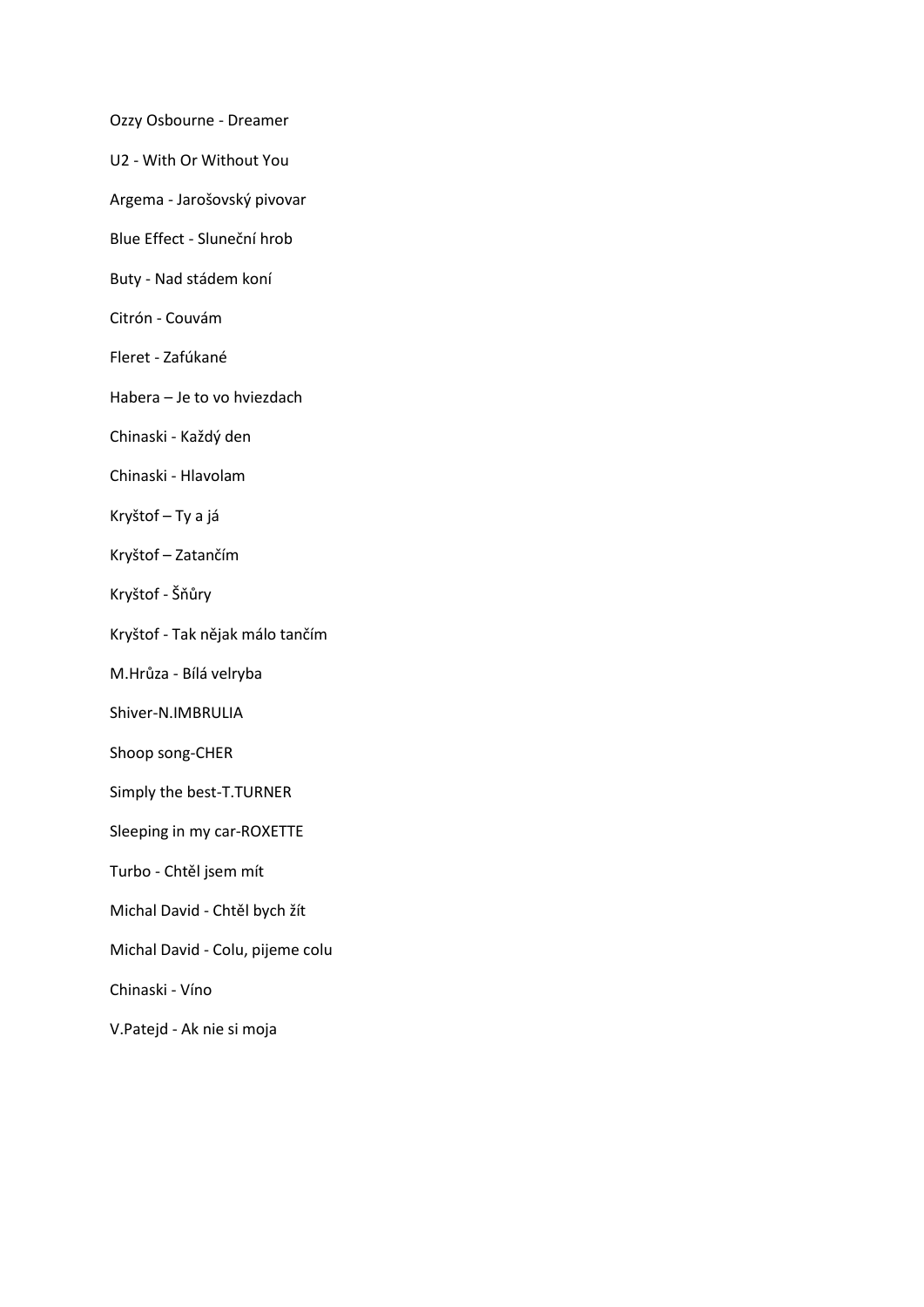Ozzy Osbourne - Dreamer

U2 - With Or Without You

Argema - Jarošovský pivovar

Blue Effect - Sluneční hrob

Buty - Nad stádem koní

Citrón - Couvám

Fleret - Zafúkané

Habera – Je to vo hviezdach

Chinaski - Každý den

Chinaski - Hlavolam

Kryštof – Ty a já

Kryštof – Zatančím

Kryštof - Šňůry

Kryštof - Tak nějak málo tančím

M.Hrůza - Bílá velryba

Shiver-N.IMBRULIA

Shoop song-CHER

Simply the best-T.TURNER

Sleeping in my car-ROXETTE

Turbo - Chtěl jsem mít

Michal David - Chtěl bych žít

Michal David - Colu, pijeme colu

Chinaski - Víno

V.Patejd - Ak nie si moja